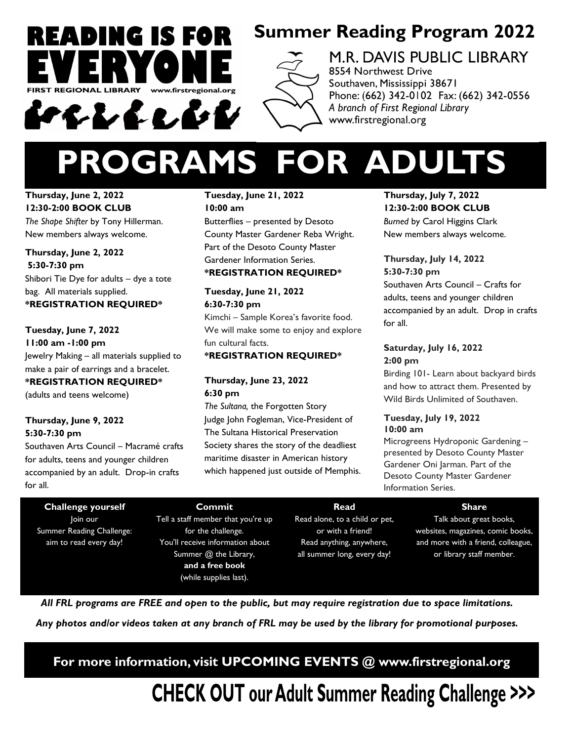# READING IS FOR EVERYONE

FIRST REGIONAL LIBRARY www.firstregional.org

## Summer Reading Program 2022

M.R. DAVIS PUBLIC LIBRARY
8554 Northwest Drive
Southaven, Mississippi 38671
Phone: (662) 342-0102 Fax: (662) 342-0556
*A branch of First Regional Library*
www.firstregional.org

# PROGRAMS FOR ADULTS

**Thursday, June 2, 2022**
**12:30-2:00 BOOK CLUB**
*The Shape Shifter* by Tony Hillerman.
New members always welcome.

**Thursday, June 2, 2022**
**5:30-7:30 pm**
Shibori Tie Dye for adults – dye a tote bag. All materials supplied.
**\*REGISTRATION REQUIRED\***

**Tuesday, June 7, 2022**
**11:00 am -1:00 pm**
Jewelry Making – all materials supplied to make a pair of earrings and a bracelet.
**\*REGISTRATION REQUIRED\***
(adults and teens welcome)

**Thursday, June 9, 2022**
**5:30-7:30 pm**
Southaven Arts Council – Macramé crafts for adults, teens and younger children accompanied by an adult. Drop-in crafts for all.

**Tuesday, June 21, 2022**
**10:00 am**
Butterflies – presented by Desoto County Master Gardener Reba Wright. Part of the Desoto County Master Gardener Information Series.
**\*REGISTRATION REQUIRED\***

**Tuesday, June 21, 2022**
**6:30-7:30 pm**
Kimchi – Sample Korea's favorite food. We will make some to enjoy and explore fun cultural facts.
**\*REGISTRATION REQUIRED\***

**Thursday, June 23, 2022**
**6:30 pm**
*The Sultana,* the Forgotten Story
Judge John Fogleman, Vice-President of The Sultana Historical Preservation Society shares the story of the deadliest maritime disaster in American history which happened just outside of Memphis.

**Thursday, July 7, 2022**
**12:30-2:00 BOOK CLUB**
*Burned* by Carol Higgins Clark
New members always welcome.

**Thursday, July 14, 2022**
**5:30-7:30 pm**
Southaven Arts Council – Crafts for adults, teens and younger children accompanied by an adult. Drop in crafts for all.

**Saturday, July 16, 2022**
**2:00 pm**
Birding 101- Learn about backyard birds and how to attract them. Presented by Wild Birds Unlimited of Southaven.

**Tuesday, July 19, 2022**
**10:00 am**
Microgreens Hydroponic Gardening – presented by Desoto County Master Gardener Oni Jarman. Part of the Desoto County Master Gardener Information Series.

**Challenge yourself**
Join our Summer Reading Challenge: aim to read every day!

**Commit**
Tell a staff member that you're up for the challenge. You'll receive information about Summer @ the Library, **and a free book** (while supplies last).

**Read**
Read alone, to a child or pet, or with a friend! Read anything, anywhere, all summer long, every day!

**Share**
Talk about great books, websites, magazines, comic books, and more with a friend, colleague, or library staff member.

***All FRL programs are FREE and open to the public, but may require registration due to space limitations.***

***Any photos and/or videos taken at any branch of FRL may be used by the library for promotional purposes.***

**For more information, visit UPCOMING EVENTS @ www.firstregional.org**

**CHECK OUT our Adult Summer Reading Challenge >>>**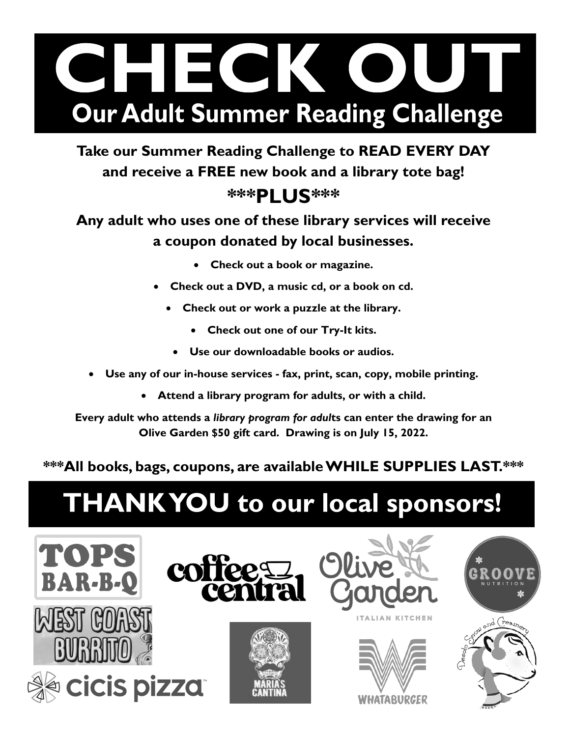# CHECK OUT

## Our Adult Summer Reading Challenge

**Take our Summer Reading Challenge to READ EVERY DAY and receive a FREE new book and a library tote bag!**

**\*\*\*PLUS\*\*\***

**Any adult who uses one of these library services will receive a coupon donated by local businesses.**

- **Check out a book or magazine.**
- **Check out a DVD, a music cd, or a book on cd.**
- **Check out or work a puzzle at the library.**
- **Check out one of our Try-It kits.**
- **Use our downloadable books or audios.**
- **Use any of our in-house services - fax, print, scan, copy, mobile printing.**
- **Attend a library program for adults, or with a child.**

**Every adult who attends a *library program for adults* can enter the drawing for an Olive Garden $50 gift card. Drawing is on July 15, 2022.**

**\*\*\*All books, bags, coupons, are available WHILE SUPPLIES LAST.\*\*\***

## THANK YOU to our local sponsors!

TOPS BAR-B-Q

coffee central

Olive Garden ITALIAN KITCHEN

GROOVE NUTRITION

WEST COAST BURRITO

MARIA'S CANTINA

WHATABURGER

Desoto Snow and Creamery

cicis pizza